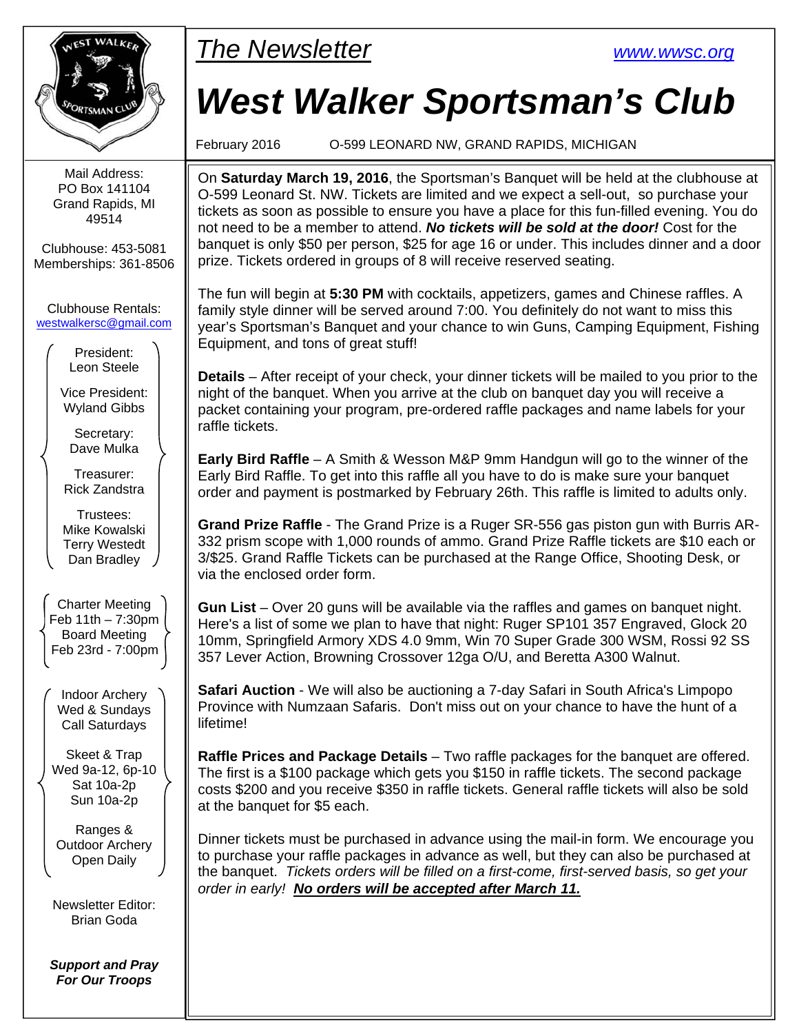*The Newsletter*

www.wwsc.org

# West Walker Sportsman's Club

February 2016 O-599 LEONARD NW, GRAND RAPIDS, MICHIGAN

Mail Address:
PO Box 141104
Grand Rapids, MI
49514

Clubhouse: 453-5081
Memberships: 361-8506

Clubhouse Rentals:
westwalkersc@gmail.com

President:
Leon Steele

Vice President:
Wyland Gibbs

Secretary:
Dave Mulka

Treasurer:
Rick Zandstra

Trustees:
Mike Kowalski
Terry Westedt
Dan Bradley

Charter Meeting
Feb 11th – 7:30pm
Board Meeting
Feb 23rd - 7:00pm

Indoor Archery
Wed & Sundays
Call Saturdays

Skeet & Trap
Wed 9a-12, 6p-10
Sat 10a-2p
Sun 10a-2p

Ranges &
Outdoor Archery
Open Daily

Newsletter Editor:
Brian Goda

***Support and Pray For Our Troops***

On **Saturday March 19, 2016**, the Sportsman's Banquet will be held at the clubhouse at O-599 Leonard St. NW. Tickets are limited and we expect a sell-out, so purchase your tickets as soon as possible to ensure you have a place for this fun-filled evening. You do not need to be a member to attend. ***No tickets will be sold at the door!*** Cost for the banquet is only $50 per person, $25 for age 16 or under. This includes dinner and a door prize. Tickets ordered in groups of 8 will receive reserved seating.

The fun will begin at **5:30 PM** with cocktails, appetizers, games and Chinese raffles. A family style dinner will be served around 7:00. You definitely do not want to miss this year's Sportsman's Banquet and your chance to win Guns, Camping Equipment, Fishing Equipment, and tons of great stuff!

**Details** – After receipt of your check, your dinner tickets will be mailed to you prior to the night of the banquet. When you arrive at the club on banquet day you will receive a packet containing your program, pre-ordered raffle packages and name labels for your raffle tickets.

**Early Bird Raffle** – A Smith & Wesson M&P 9mm Handgun will go to the winner of the Early Bird Raffle. To get into this raffle all you have to do is make sure your banquet order and payment is postmarked by February 26th. This raffle is limited to adults only.

**Grand Prize Raffle** - The Grand Prize is a Ruger SR-556 gas piston gun with Burris AR-332 prism scope with 1,000 rounds of ammo. Grand Prize Raffle tickets are $10 each or 3/$25. Grand Raffle Tickets can be purchased at the Range Office, Shooting Desk, or via the enclosed order form.

**Gun List** – Over 20 guns will be available via the raffles and games on banquet night. Here's a list of some we plan to have that night: Ruger SP101 357 Engraved, Glock 20 10mm, Springfield Armory XDS 4.0 9mm, Win 70 Super Grade 300 WSM, Rossi 92 SS 357 Lever Action, Browning Crossover 12ga O/U, and Beretta A300 Walnut.

**Safari Auction** - We will also be auctioning a 7-day Safari in South Africa's Limpopo Province with Numzaan Safaris. Don't miss out on your chance to have the hunt of a lifetime!

**Raffle Prices and Package Details** – Two raffle packages for the banquet are offered. The first is a $100 package which gets you $150 in raffle tickets. The second package costs $200 and you receive $350 in raffle tickets. General raffle tickets will also be sold at the banquet for $5 each.

Dinner tickets must be purchased in advance using the mail-in form. We encourage you to purchase your raffle packages in advance as well, but they can also be purchased at the banquet. *Tickets orders will be filled on a first-come, first-served basis, so get your order in early!* ***No orders will be accepted after March 11.***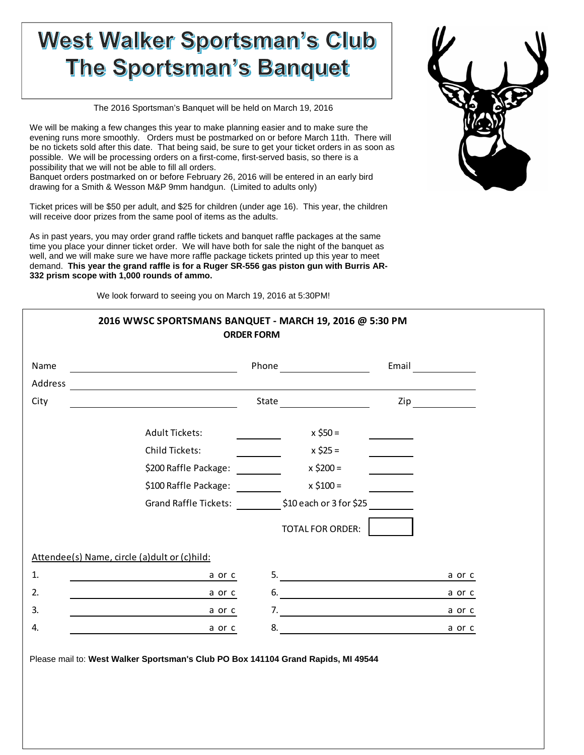# West Walker Sportsman's Club
# The Sportsman's Banquet

The 2016 Sportsman's Banquet will be held on March 19, 2016

We will be making a few changes this year to make planning easier and to make sure the evening runs more smoothly. Orders must be postmarked on or before March 11th. There will be no tickets sold after this date. That being said, be sure to get your ticket orders in as soon as possible. We will be processing orders on a first-come, first-served basis, so there is a possibility that we will not be able to fill all orders.
Banquet orders postmarked on or before February 26, 2016 will be entered in an early bird drawing for a Smith & Wesson M&P 9mm handgun. (Limited to adults only)

Ticket prices will be $50 per adult, and $25 for children (under age 16). This year, the children will receive door prizes from the same pool of items as the adults.

As in past years, you may order grand raffle tickets and banquet raffle packages at the same time you place your dinner ticket order. We will have both for sale the night of the banquet as well, and we will make sure we have more raffle package tickets printed up this year to meet demand. **This year the grand raffle is for a Ruger SR-556 gas piston gun with Burris AR-332 prism scope with 1,000 rounds of ammo.**

We look forward to seeing you on March 19, 2016 at 5:30PM!

## 2016 WWSC SPORTSMANS BANQUET - MARCH 19, 2016 @ 5:30 PM
### ORDER FORM

Name ______________________ Phone ______________ Email __________

Address ______________________________________________________

City ______________________ State ______________ Zip __________

| | | | |
|---|---|---|---|
| Adult Tickets: | ________ | x $50 = | ________ |
| Child Tickets: | ________ | x $25 = | ________ |
| $200 Raffle Package: | ________ | x $200 = | ________ |
| $100 Raffle Package: | ________ | x $100 = | ________ |
| Grand Raffle Tickets: | ________ | $10 each or 3 for $25 | ________ |
| | | TOTAL FOR ORDER: | |

Attendee(s) Name, circle (a)dult or (c)hild:

| | | | |
|---|---|---|---|
| 1. ______________________ | a or c | 5. ______________________ | a or c |
| 2. ______________________ | a or c | 6. ______________________ | a or c |
| 3. ______________________ | a or c | 7. ______________________ | a or c |
| 4. ______________________ | a or c | 8. ______________________ | a or c |

Please mail to: **West Walker Sportsman's Club PO Box 141104 Grand Rapids, MI 49544**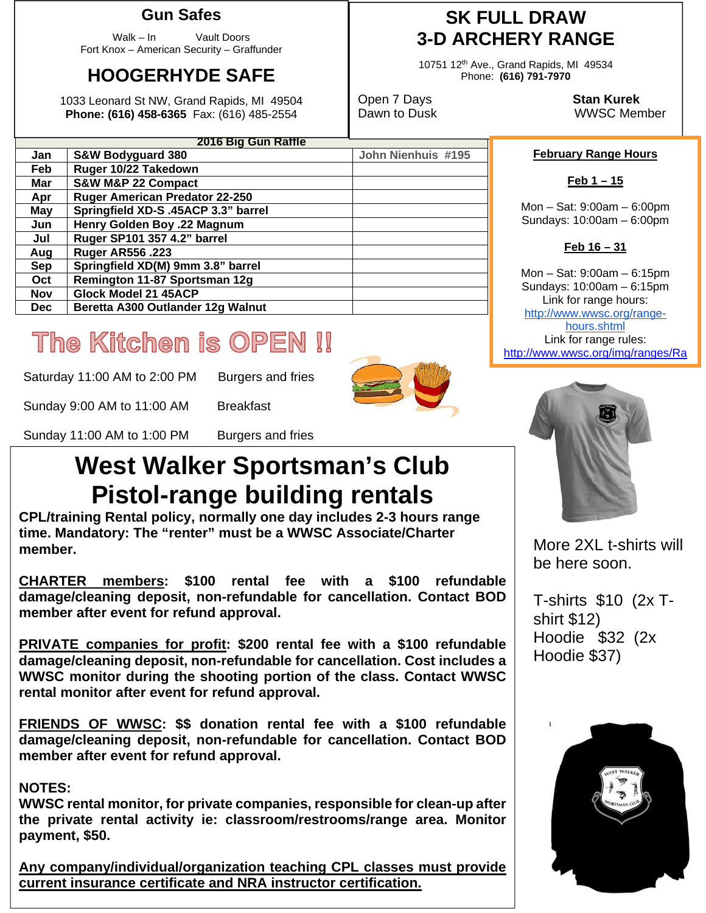## Gun Safes

Walk – In Vault Doors
Fort Knox – American Security – Graffunder

## HOOGERHYDE SAFE

1033 Leonard St NW, Grand Rapids, MI 49504
**Phone: (616) 458-6365** Fax: (616) 485-2554

## SK FULL DRAW 3-D ARCHERY RANGE

10751 12th Ave., Grand Rapids, MI 49534
Phone: **(616) 791-7970**

Open 7 Days
Dawn to Dusk

**Stan Kurek**
WWSC Member

| 2016 Big Gun Raffle | | |
|---|---|---|
| **Jan** | **S&W Bodyguard 380** | **John Nienhuis #195** |
| **Feb** | **Ruger 10/22 Takedown** | |
| **Mar** | **S&W M&P 22 Compact** | |
| **Apr** | **Ruger American Predator 22-250** | |
| **May** | **Springfield XD-S .45ACP 3.3" barrel** | |
| **Jun** | **Henry Golden Boy .22 Magnum** | |
| **Jul** | **Ruger SP101 357 4.2" barrel** | |
| **Aug** | **Ruger AR556 .223** | |
| **Sep** | **Springfield XD(M) 9mm 3.8" barrel** | |
| **Oct** | **Remington 11-87 Sportsman 12g** | |
| **Nov** | **Glock Model 21 45ACP** | |
| **Dec** | **Beretta A300 Outlander 12g Walnut** | |

**February Range Hours**

**Feb 1 – 15**

Mon – Sat: 9:00am – 6:00pm
Sundays: 10:00am – 6:00pm

**Feb 16 – 31**

Mon – Sat: 9:00am – 6:15pm
Sundays: 10:00am – 6:15pm
Link for range hours:
http://www.wwsc.org/range-hours.shtml
Link for range rules:
http://www.wwsc.org/img/ranges/Ra

## The Kitchen is OPEN !!

Saturday 11:00 AM to 2:00 PM Burgers and fries

Sunday 9:00 AM to 11:00 AM Breakfast

Sunday 11:00 AM to 1:00 PM Burgers and fries

More 2XL t-shirts will be here soon.

T-shirts $10 (2x T-shirt $12)
Hoodie $32 (2x Hoodie $37)

# West Walker Sportsman's Club Pistol-range building rentals

**CPL/training Rental policy, normally one day includes 2-3 hours range time. Mandatory: The "renter" must be a WWSC Associate/Charter member.**

**CHARTER members: $100 rental fee with a $100 refundable damage/cleaning deposit, non-refundable for cancellation. Contact BOD member after event for refund approval.**

**PRIVATE companies for profit: $200 rental fee with a $100 refundable damage/cleaning deposit, non-refundable for cancellation. Cost includes a WWSC monitor during the shooting portion of the class. Contact WWSC rental monitor after event for refund approval.**

**FRIENDS OF WWSC: $$ donation rental fee with a $100 refundable damage/cleaning deposit, non-refundable for cancellation. Contact BOD member after event for refund approval.**

**NOTES:**
**WWSC rental monitor, for private companies, responsible for clean-up after the private rental activity ie: classroom/restrooms/range area. Monitor payment, $50.**

**Any company/individual/organization teaching CPL classes must provide current insurance certificate and NRA instructor certification.**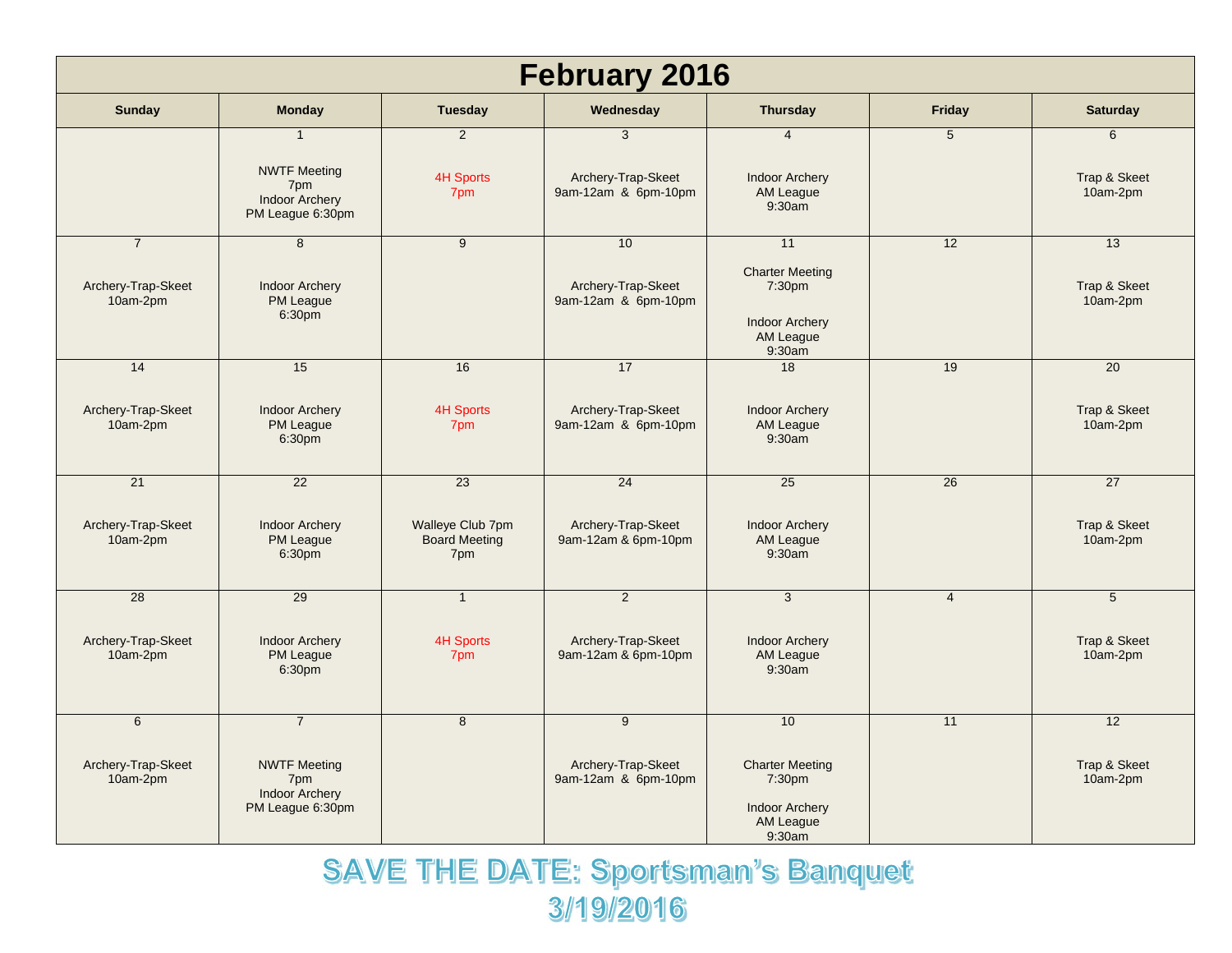# February 2016

| Sunday | Monday | Tuesday | Wednesday | Thursday | Friday | Saturday |
|---|---|---|---|---|---|---|
| | 1<br><br>NWTF Meeting 7pm<br>Indoor Archery PM League 6:30pm | 2<br><br>4H Sports 7pm | 3<br><br>Archery-Trap-Skeet 9am-12am & 6pm-10pm | 4<br><br>Indoor Archery AM League 9:30am | 5 | 6<br><br>Trap & Skeet 10am-2pm |
| 7<br><br>Archery-Trap-Skeet 10am-2pm | 8<br><br>Indoor Archery PM League 6:30pm | 9 | 10<br><br>Archery-Trap-Skeet 9am-12am & 6pm-10pm | 11<br><br>Charter Meeting 7:30pm<br><br>Indoor Archery AM League 9:30am | 12 | 13<br><br>Trap & Skeet 10am-2pm |
| 14<br><br>Archery-Trap-Skeet 10am-2pm | 15<br><br>Indoor Archery PM League 6:30pm | 16<br><br>4H Sports 7pm | 17<br><br>Archery-Trap-Skeet 9am-12am & 6pm-10pm | 18<br><br>Indoor Archery AM League 9:30am | 19 | 20<br><br>Trap & Skeet 10am-2pm |
| 21<br><br>Archery-Trap-Skeet 10am-2pm | 22<br><br>Indoor Archery PM League 6:30pm | 23<br><br>Walleye Club 7pm Board Meeting 7pm | 24<br><br>Archery-Trap-Skeet 9am-12am & 6pm-10pm | 25<br><br>Indoor Archery AM League 9:30am | 26 | 27<br><br>Trap & Skeet 10am-2pm |
| 28<br><br>Archery-Trap-Skeet 10am-2pm | 29<br><br>Indoor Archery PM League 6:30pm | 1<br><br>4H Sports 7pm | 2<br><br>Archery-Trap-Skeet 9am-12am & 6pm-10pm | 3<br><br>Indoor Archery AM League 9:30am | 4 | 5<br><br>Trap & Skeet 10am-2pm |
| 6<br><br>Archery-Trap-Skeet 10am-2pm | 7<br><br>NWTF Meeting 7pm<br>Indoor Archery PM League 6:30pm | 8 | 9<br><br>Archery-Trap-Skeet 9am-12am & 6pm-10pm | 10<br><br>Charter Meeting 7:30pm<br><br>Indoor Archery AM League 9:30am | 11 | 12<br><br>Trap & Skeet 10am-2pm |

**SAVE THE DATE: Sportsman's Banquet 3/19/2016**